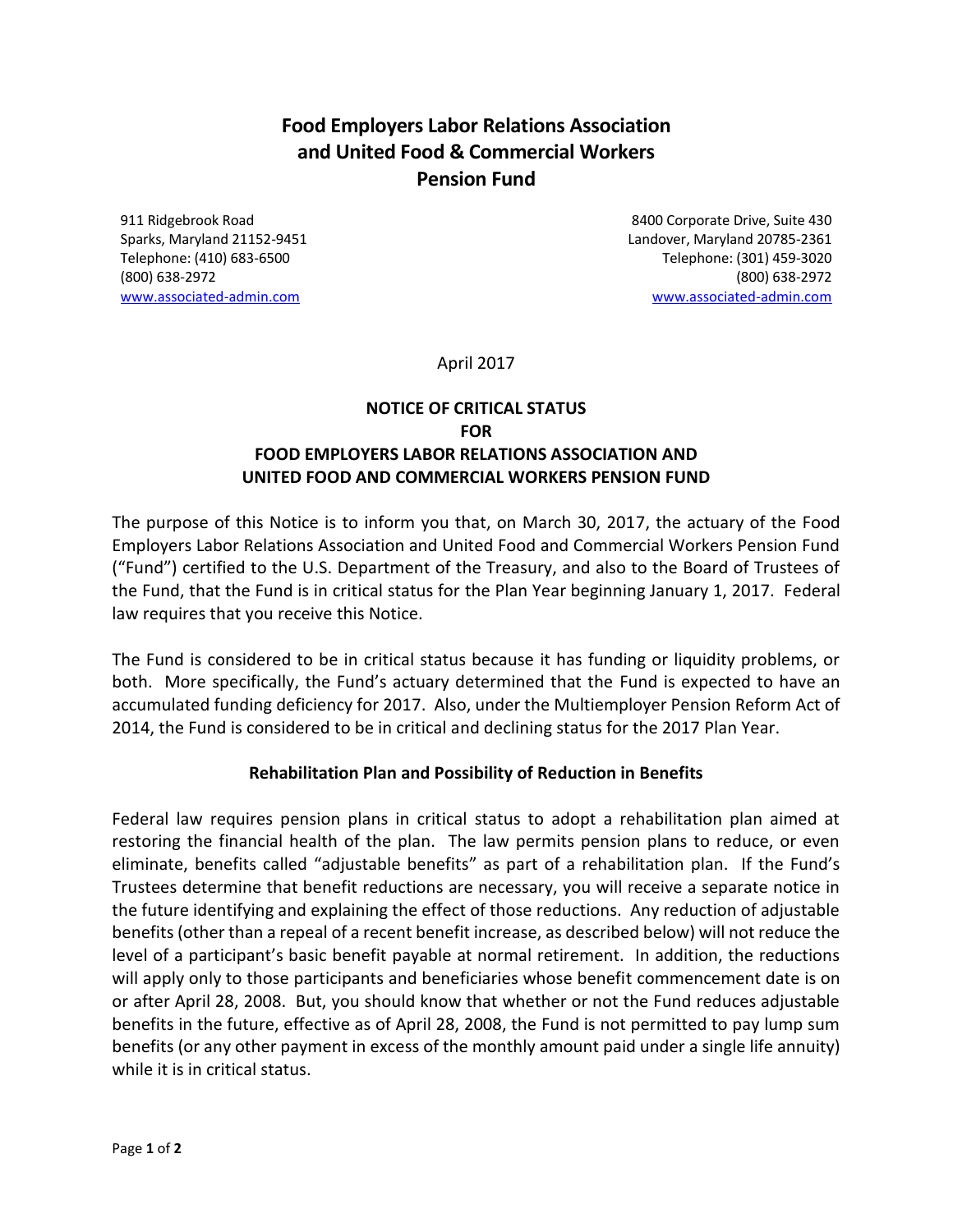# Food Employers Labor Relations Association and United Food & Commercial Workers Pension Fund

911 Ridgebrook Road
Sparks, Maryland 21152-9451
Telephone: (410) 683-6500
(800) 638-2972
www.associated-admin.com

8400 Corporate Drive, Suite 430
Landover, Maryland 20785-2361
Telephone: (301) 459-3020
(800) 638-2972
www.associated-admin.com

April 2017

## NOTICE OF CRITICAL STATUS FOR FOOD EMPLOYERS LABOR RELATIONS ASSOCIATION AND UNITED FOOD AND COMMERCIAL WORKERS PENSION FUND

The purpose of this Notice is to inform you that, on March 30, 2017, the actuary of the Food Employers Labor Relations Association and United Food and Commercial Workers Pension Fund ("Fund") certified to the U.S. Department of the Treasury, and also to the Board of Trustees of the Fund, that the Fund is in critical status for the Plan Year beginning January 1, 2017. Federal law requires that you receive this Notice.

The Fund is considered to be in critical status because it has funding or liquidity problems, or both. More specifically, the Fund's actuary determined that the Fund is expected to have an accumulated funding deficiency for 2017. Also, under the Multiemployer Pension Reform Act of 2014, the Fund is considered to be in critical and declining status for the 2017 Plan Year.

### Rehabilitation Plan and Possibility of Reduction in Benefits

Federal law requires pension plans in critical status to adopt a rehabilitation plan aimed at restoring the financial health of the plan. The law permits pension plans to reduce, or even eliminate, benefits called "adjustable benefits" as part of a rehabilitation plan. If the Fund's Trustees determine that benefit reductions are necessary, you will receive a separate notice in the future identifying and explaining the effect of those reductions. Any reduction of adjustable benefits (other than a repeal of a recent benefit increase, as described below) will not reduce the level of a participant's basic benefit payable at normal retirement. In addition, the reductions will apply only to those participants and beneficiaries whose benefit commencement date is on or after April 28, 2008. But, you should know that whether or not the Fund reduces adjustable benefits in the future, effective as of April 28, 2008, the Fund is not permitted to pay lump sum benefits (or any other payment in excess of the monthly amount paid under a single life annuity) while it is in critical status.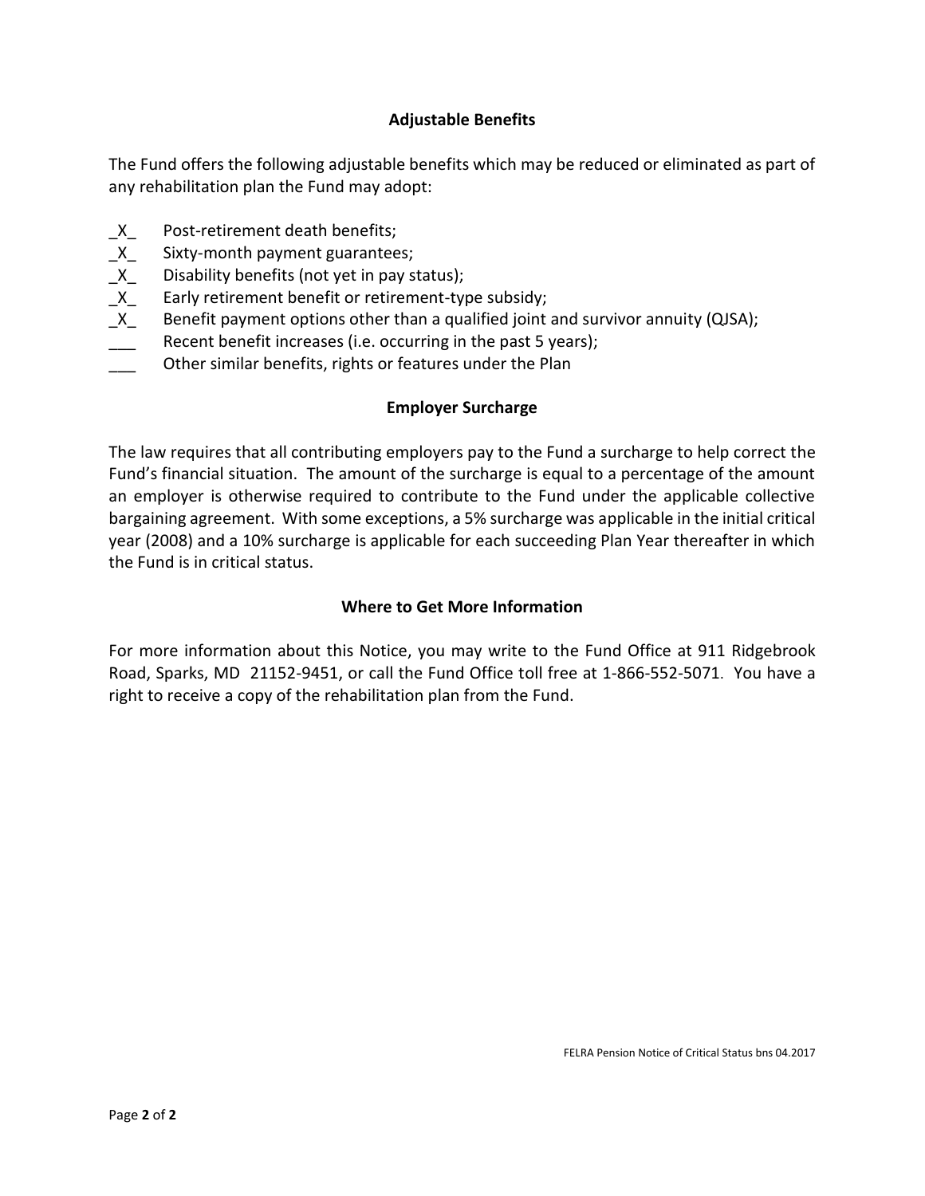## Adjustable Benefits

The Fund offers the following adjustable benefits which may be reduced or eliminated as part of any rehabilitation plan the Fund may adopt:

_X_ Post-retirement death benefits;
_X_ Sixty-month payment guarantees;
_X_ Disability benefits (not yet in pay status);
_X_ Early retirement benefit or retirement-type subsidy;
_X_ Benefit payment options other than a qualified joint and survivor annuity (QJSA);
___ Recent benefit increases (i.e. occurring in the past 5 years);
___ Other similar benefits, rights or features under the Plan

## Employer Surcharge

The law requires that all contributing employers pay to the Fund a surcharge to help correct the Fund's financial situation. The amount of the surcharge is equal to a percentage of the amount an employer is otherwise required to contribute to the Fund under the applicable collective bargaining agreement. With some exceptions, a 5% surcharge was applicable in the initial critical year (2008) and a 10% surcharge is applicable for each succeeding Plan Year thereafter in which the Fund is in critical status.

## Where to Get More Information

For more information about this Notice, you may write to the Fund Office at 911 Ridgebrook Road, Sparks, MD 21152-9451, or call the Fund Office toll free at 1-866-552-5071. You have a right to receive a copy of the rehabilitation plan from the Fund.

FELRA Pension Notice of Critical Status bns 04.2017